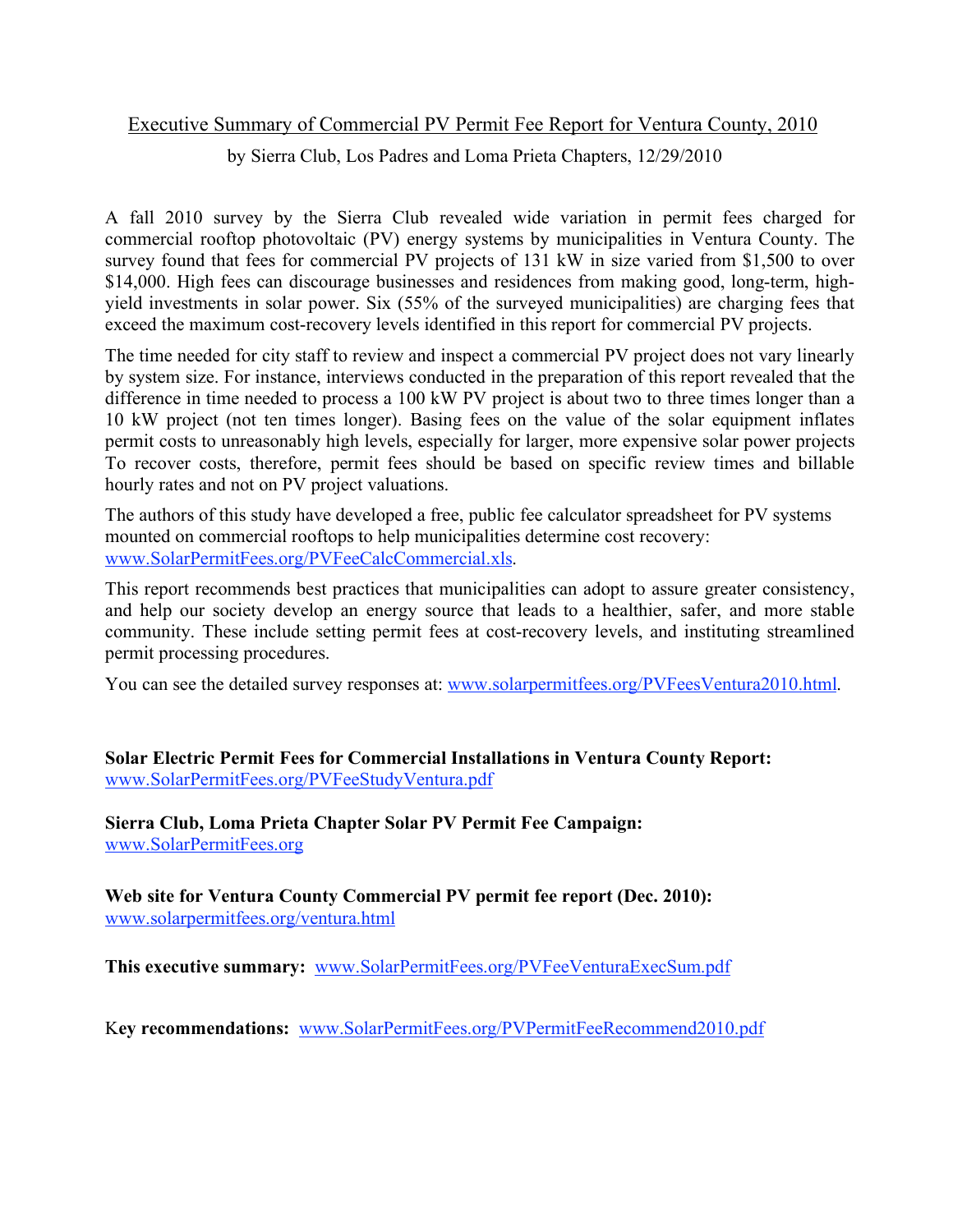# Executive Summary of Commercial PV Permit Fee Report for Ventura County, 2010

by Sierra Club, Los Padres and Loma Prieta Chapters, 12/29/2010

A fall 2010 survey by the Sierra Club revealed wide variation in permit fees charged for commercial rooftop photovoltaic (PV) energy systems by municipalities in Ventura County. The survey found that fees for commercial PV projects of 131 kW in size varied from $1,500 to over $14,000. High fees can discourage businesses and residences from making good, long-term, high-yield investments in solar power. Six (55% of the surveyed municipalities) are charging fees that exceed the maximum cost-recovery levels identified in this report for commercial PV projects.

The time needed for city staff to review and inspect a commercial PV project does not vary linearly by system size. For instance, interviews conducted in the preparation of this report revealed that the difference in time needed to process a 100 kW PV project is about two to three times longer than a 10 kW project (not ten times longer). Basing fees on the value of the solar equipment inflates permit costs to unreasonably high levels, especially for larger, more expensive solar power projects To recover costs, therefore, permit fees should be based on specific review times and billable hourly rates and not on PV project valuations.

The authors of this study have developed a free, public fee calculator spreadsheet for PV systems mounted on commercial rooftops to help municipalities determine cost recovery: www.SolarPermitFees.org/PVFeeCalcCommercial.xls.

This report recommends best practices that municipalities can adopt to assure greater consistency, and help our society develop an energy source that leads to a healthier, safer, and more stable community. These include setting permit fees at cost-recovery levels, and instituting streamlined permit processing procedures.

You can see the detailed survey responses at: www.solarpermitfees.org/PVFeesVentura2010.html.

**Solar Electric Permit Fees for Commercial Installations in Ventura County Report:**
www.SolarPermitFees.org/PVFeeStudyVentura.pdf

**Sierra Club, Loma Prieta Chapter Solar PV Permit Fee Campaign:**
www.SolarPermitFees.org

**Web site for Ventura County Commercial PV permit fee report (Dec. 2010):**
www.solarpermitfees.org/ventura.html

**This executive summary:** www.SolarPermitFees.org/PVFeeVenturaExecSum.pdf

Key **recommendations:** www.SolarPermitFees.org/PVPermitFeeRecommend2010.pdf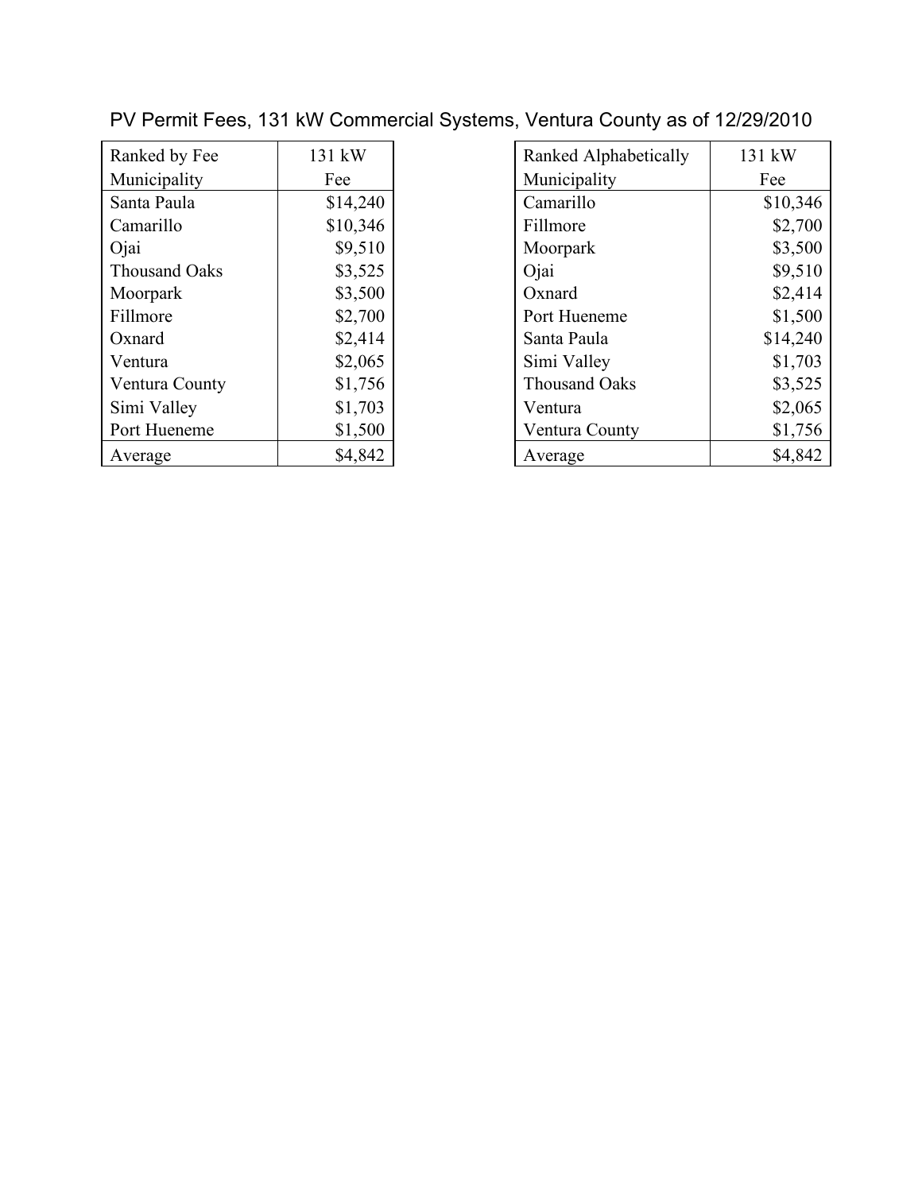PV Permit Fees, 131 kW Commercial Systems, Ventura County as of 12/29/2010

| Ranked by Fee Municipality | 131 kW Fee |
|---|---|
| Santa Paula | $14,240 |
| Camarillo | $10,346 |
| Ojai | $9,510 |
| Thousand Oaks | $3,525 |
| Moorpark | $3,500 |
| Fillmore | $2,700 |
| Oxnard | $2,414 |
| Ventura | $2,065 |
| Ventura County | $1,756 |
| Simi Valley | $1,703 |
| Port Hueneme | $1,500 |
| Average | $4,842 |

| Ranked Alphabetically Municipality | 131 kW Fee |
|---|---|
| Camarillo | $10,346 |
| Fillmore | $2,700 |
| Moorpark | $3,500 |
| Ojai | $9,510 |
| Oxnard | $2,414 |
| Port Hueneme | $1,500 |
| Santa Paula | $14,240 |
| Simi Valley | $1,703 |
| Thousand Oaks | $3,525 |
| Ventura | $2,065 |
| Ventura County | $1,756 |
| Average | $4,842 |